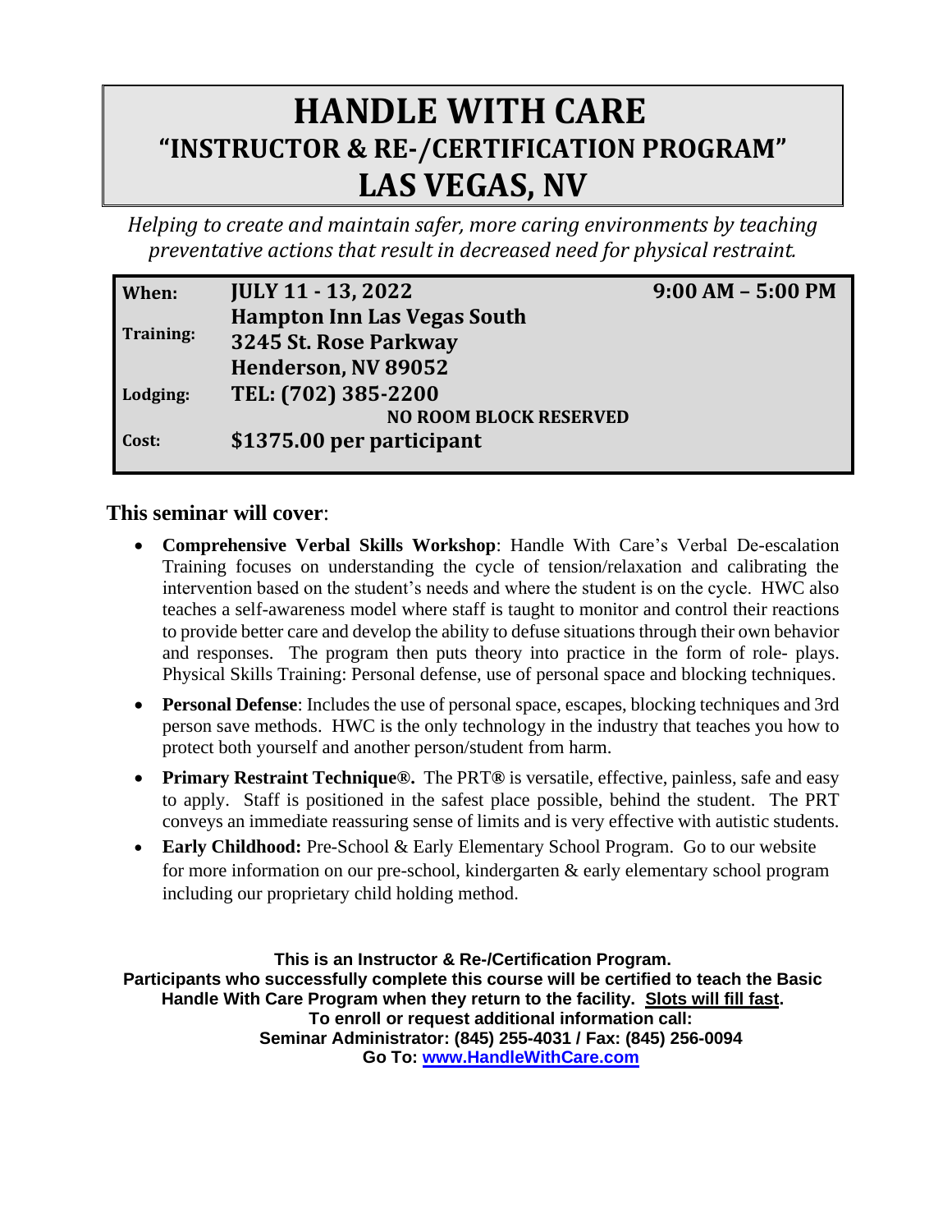# HANDLE WITH CARE
## "INSTRUCTOR & RE-/CERTIFICATION PROGRAM"
# LAS VEGAS, NV

*Helping to create and maintain safer, more caring environments by teaching preventative actions that result in decreased need for physical restraint.*

| | | |
|---|---|---|
| **When:** | **JULY 11 - 13, 2022** | **9:00 AM – 5:00 PM** |
| **Training:** | **Hampton Inn Las Vegas South**<br>**3245 St. Rose Parkway**<br>**Henderson, NV 89052** | |
| **Lodging:** | **TEL: (702) 385-2200**<br>**NO ROOM BLOCK RESERVED** | |
| **Cost:** | **$1375.00 per participant** | |

**This seminar will cover**:

- **Comprehensive Verbal Skills Workshop**: Handle With Care's Verbal De-escalation Training focuses on understanding the cycle of tension/relaxation and calibrating the intervention based on the student's needs and where the student is on the cycle. HWC also teaches a self-awareness model where staff is taught to monitor and control their reactions to provide better care and develop the ability to defuse situations through their own behavior and responses. The program then puts theory into practice in the form of role- plays. Physical Skills Training: Personal defense, use of personal space and blocking techniques.
- **Personal Defense**: Includes the use of personal space, escapes, blocking techniques and 3rd person save methods. HWC is the only technology in the industry that teaches you how to protect both yourself and another person/student from harm.
- **Primary Restraint Technique®.** The PRT® is versatile, effective, painless, safe and easy to apply. Staff is positioned in the safest place possible, behind the student. The PRT conveys an immediate reassuring sense of limits and is very effective with autistic students.
- **Early Childhood:** Pre-School & Early Elementary School Program. Go to our website for more information on our pre-school, kindergarten & early elementary school program including our proprietary child holding method.

**This is an Instructor & Re-/Certification Program.**
**Participants who successfully complete this course will be certified to teach the Basic Handle With Care Program when they return to the facility. Slots will fill fast.**
**To enroll or request additional information call:**
**Seminar Administrator: (845) 255-4031 / Fax: (845) 256-0094**
**Go To: www.HandleWithCare.com**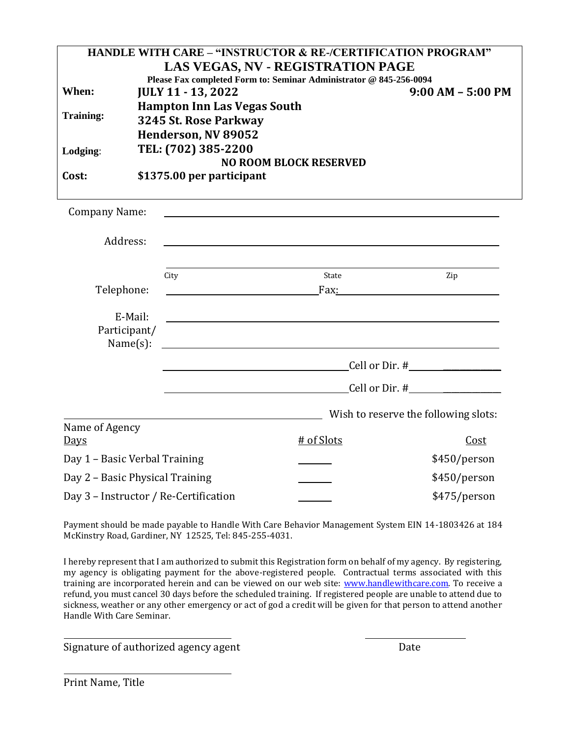# HANDLE WITH CARE – "INSTRUCTOR & RE-/CERTIFICATION PROGRAM"

## LAS VEGAS, NV - REGISTRATION PAGE

**Please Fax completed Form to: Seminar Administrator @ 845-256-0094**

**When:** **JULY 11 - 13, 2022** **9:00 AM – 5:00 PM**

**Training:** **Hampton Inn Las Vegas South**
**3245 St. Rose Parkway**
**Henderson, NV 89052**

**Lodging:** **TEL: (702) 385-2200**
**NO ROOM BLOCK RESERVED**

**Cost:** **$1375.00 per participant**

Company Name: ______________________________

Address: ______________________________

______________________________
City State Zip

Telephone: ______________ Fax: ______________

E-Mail: ______________________________

Participant/ Name(s): ______________________________

______________________________ Cell or Dir. # ______________

______________________________ Cell or Dir. # ______________

______________________________ Wish to reserve the following slots:
Name of Agency

| Days | # of Slots | Cost |
|---|---|---|
| Day 1 – Basic Verbal Training | ______ | $450/person |
| Day 2 – Basic Physical Training | ______ | $450/person |
| Day 3 – Instructor / Re-Certification | ______ | $475/person |

Payment should be made payable to Handle With Care Behavior Management System EIN 14-1803426 at 184 McKinstry Road, Gardiner, NY 12525, Tel: 845-255-4031.

I hereby represent that I am authorized to submit this Registration form on behalf of my agency. By registering, my agency is obligating payment for the above-registered people. Contractual terms associated with this training are incorporated herein and can be viewed on our web site: www.handlewithcare.com. To receive a refund, you must cancel 30 days before the scheduled training. If registered people are unable to attend due to sickness, weather or any other emergency or act of god a credit will be given for that person to attend another Handle With Care Seminar.

______________________________ ______________
Signature of authorized agency agent Date

______________________________
Print Name, Title